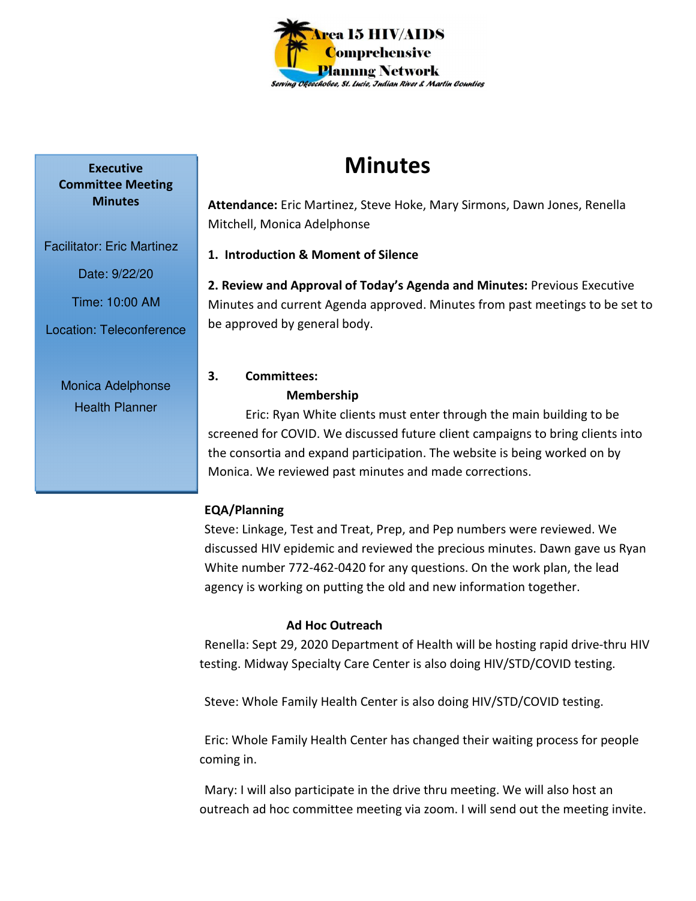Area 15 HIV/AIDS Comprehensive Planning Network

*Serving Okeechobee, St. Lucie, Indian River & Martin Counties*

**Executive Committee Meeting Minutes**

Facilitator: Eric Martinez

Date: 9/22/20

Time: 10:00 AM

Location: Teleconference

Monica Adelphonse

Health Planner

# Minutes

**Attendance:** Eric Martinez, Steve Hoke, Mary Sirmons, Dawn Jones, Renella Mitchell, Monica Adelphonse

**1. Introduction & Moment of Silence**

**2. Review and Approval of Today's Agenda and Minutes:** Previous Executive Minutes and current Agenda approved. Minutes from past meetings to be set to be approved by general body.

**3. Committees:**

**Membership**

Eric: Ryan White clients must enter through the main building to be screened for COVID. We discussed future client campaigns to bring clients into the consortia and expand participation. The website is being worked on by Monica. We reviewed past minutes and made corrections.

**EQA/Planning**

Steve: Linkage, Test and Treat, Prep, and Pep numbers were reviewed. We discussed HIV epidemic and reviewed the precious minutes. Dawn gave us Ryan White number 772-462-0420 for any questions. On the work plan, the lead agency is working on putting the old and new information together.

**Ad Hoc Outreach**

Renella: Sept 29, 2020 Department of Health will be hosting rapid drive-thru HIV testing. Midway Specialty Care Center is also doing HIV/STD/COVID testing.

Steve: Whole Family Health Center is also doing HIV/STD/COVID testing.

Eric: Whole Family Health Center has changed their waiting process for people coming in.

Mary: I will also participate in the drive thru meeting. We will also host an outreach ad hoc committee meeting via zoom. I will send out the meeting invite.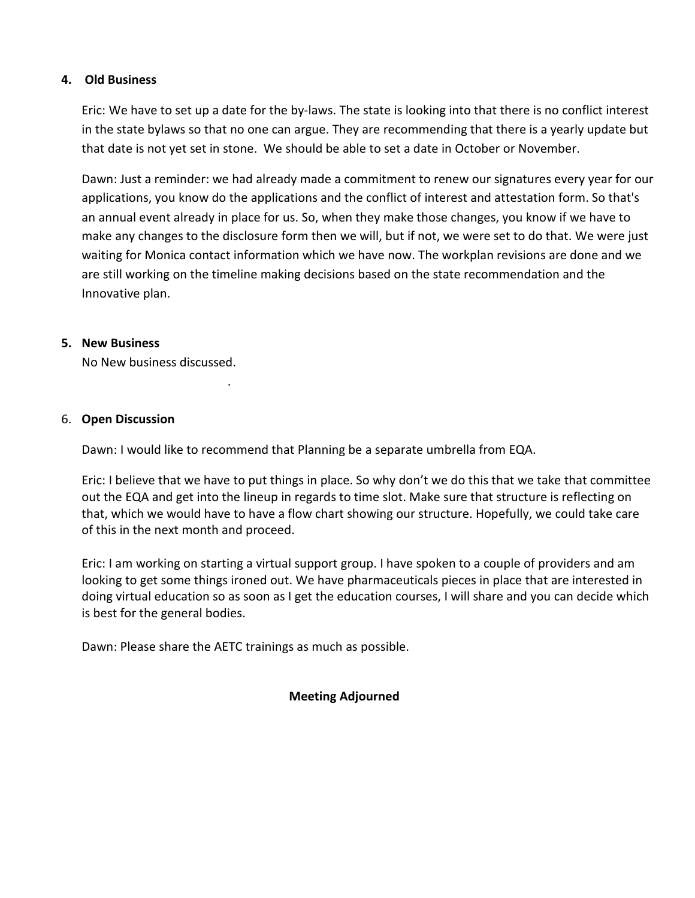## 4. Old Business

Eric: We have to set up a date for the by-laws. The state is looking into that there is no conflict interest in the state bylaws so that no one can argue. They are recommending that there is a yearly update but that date is not yet set in stone. We should be able to set a date in October or November.

Dawn: Just a reminder: we had already made a commitment to renew our signatures every year for our applications, you know do the applications and the conflict of interest and attestation form. So that's an annual event already in place for us. So, when they make those changes, you know if we have to make any changes to the disclosure form then we will, but if not, we were set to do that. We were just waiting for Monica contact information which we have now. The workplan revisions are done and we are still working on the timeline making decisions based on the state recommendation and the Innovative plan.

## 5. New Business

No New business discussed.

## 6. Open Discussion

Dawn: I would like to recommend that Planning be a separate umbrella from EQA.

Eric: I believe that we have to put things in place. So why don't we do this that we take that committee out the EQA and get into the lineup in regards to time slot. Make sure that structure is reflecting on that, which we would have to have a flow chart showing our structure. Hopefully, we could take care of this in the next month and proceed.

Eric: I am working on starting a virtual support group. I have spoken to a couple of providers and am looking to get some things ironed out. We have pharmaceuticals pieces in place that are interested in doing virtual education so as soon as I get the education courses, I will share and you can decide which is best for the general bodies.

Dawn: Please share the AETC trainings as much as possible.

**Meeting Adjourned**